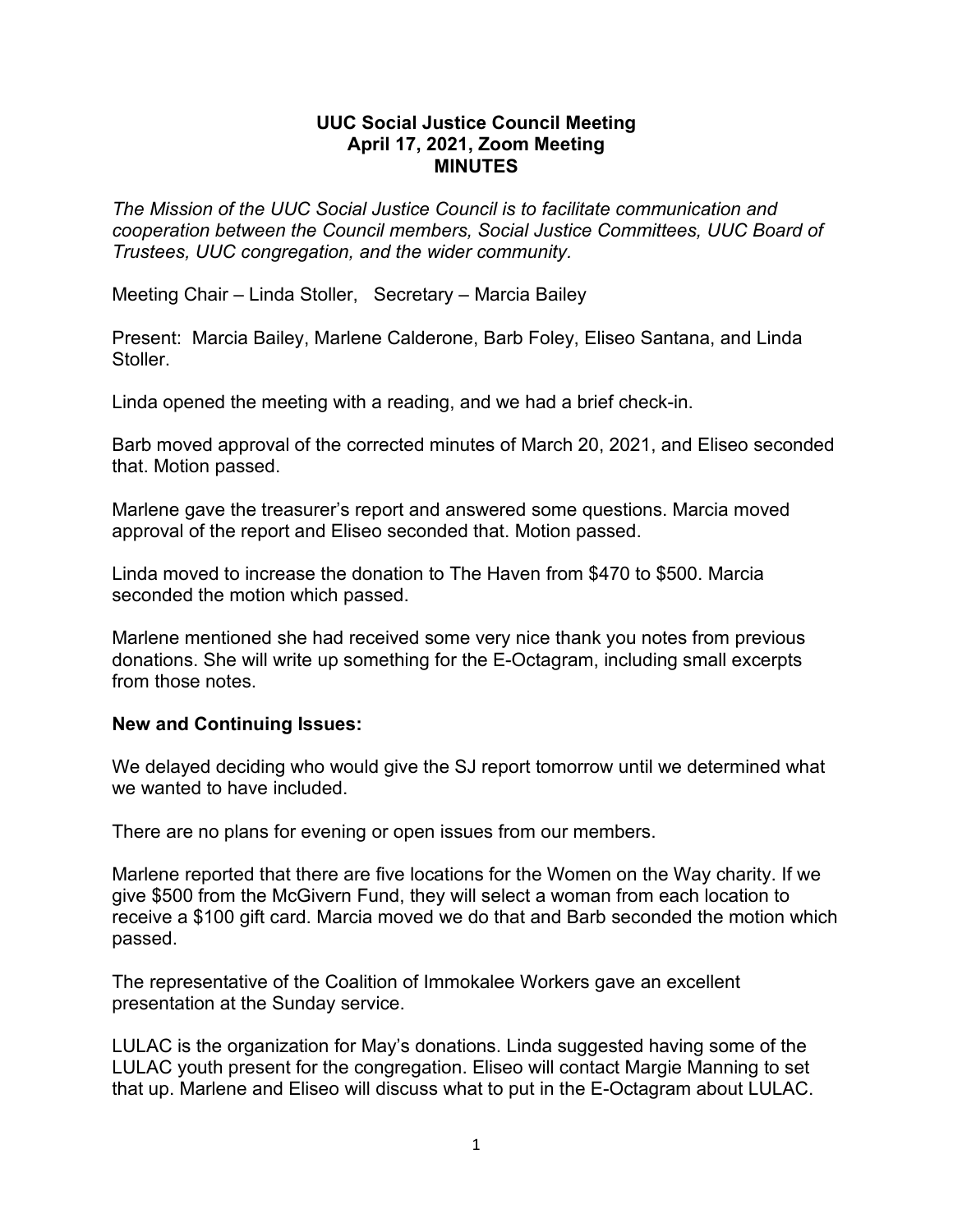**UUC Social Justice Council Meeting**
**April 17, 2021, Zoom Meeting**
**MINUTES**

*The Mission of the UUC Social Justice Council is to facilitate communication and cooperation between the Council members, Social Justice Committees, UUC Board of Trustees, UUC congregation, and the wider community.*

Meeting Chair – Linda Stoller, Secretary – Marcia Bailey

Present: Marcia Bailey, Marlene Calderone, Barb Foley, Eliseo Santana, and Linda Stoller.

Linda opened the meeting with a reading, and we had a brief check-in.

Barb moved approval of the corrected minutes of March 20, 2021, and Eliseo seconded that. Motion passed.

Marlene gave the treasurer's report and answered some questions. Marcia moved approval of the report and Eliseo seconded that. Motion passed.

Linda moved to increase the donation to The Haven from $470 to $500. Marcia seconded the motion which passed.

Marlene mentioned she had received some very nice thank you notes from previous donations. She will write up something for the E-Octagram, including small excerpts from those notes.

**New and Continuing Issues:**

We delayed deciding who would give the SJ report tomorrow until we determined what we wanted to have included.

There are no plans for evening or open issues from our members.

Marlene reported that there are five locations for the Women on the Way charity. If we give $500 from the McGivern Fund, they will select a woman from each location to receive a $100 gift card. Marcia moved we do that and Barb seconded the motion which passed.

The representative of the Coalition of Immokalee Workers gave an excellent presentation at the Sunday service.

LULAC is the organization for May's donations. Linda suggested having some of the LULAC youth present for the congregation. Eliseo will contact Margie Manning to set that up. Marlene and Eliseo will discuss what to put in the E-Octagram about LULAC.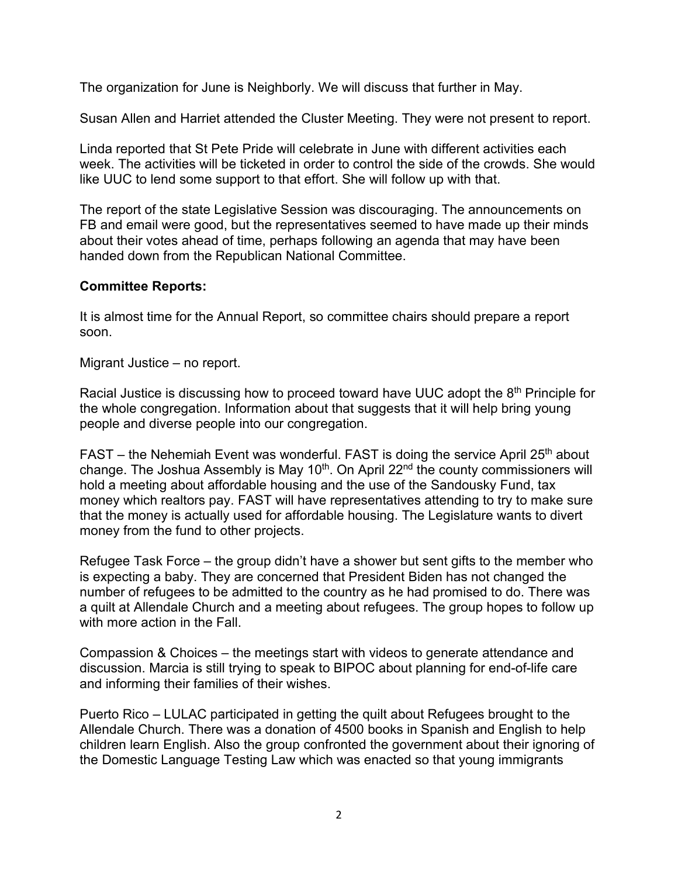The organization for June is Neighborly. We will discuss that further in May.

Susan Allen and Harriet attended the Cluster Meeting. They were not present to report.

Linda reported that St Pete Pride will celebrate in June with different activities each week. The activities will be ticketed in order to control the side of the crowds. She would like UUC to lend some support to that effort. She will follow up with that.

The report of the state Legislative Session was discouraging. The announcements on FB and email were good, but the representatives seemed to have made up their minds about their votes ahead of time, perhaps following an agenda that may have been handed down from the Republican National Committee.

**Committee Reports:**

It is almost time for the Annual Report, so committee chairs should prepare a report soon.

Migrant Justice – no report.

Racial Justice is discussing how to proceed toward have UUC adopt the 8th Principle for the whole congregation. Information about that suggests that it will help bring young people and diverse people into our congregation.

FAST – the Nehemiah Event was wonderful. FAST is doing the service April 25th about change. The Joshua Assembly is May 10th. On April 22nd the county commissioners will hold a meeting about affordable housing and the use of the Sandousky Fund, tax money which realtors pay. FAST will have representatives attending to try to make sure that the money is actually used for affordable housing. The Legislature wants to divert money from the fund to other projects.

Refugee Task Force – the group didn't have a shower but sent gifts to the member who is expecting a baby. They are concerned that President Biden has not changed the number of refugees to be admitted to the country as he had promised to do. There was a quilt at Allendale Church and a meeting about refugees. The group hopes to follow up with more action in the Fall.

Compassion & Choices – the meetings start with videos to generate attendance and discussion. Marcia is still trying to speak to BIPOC about planning for end-of-life care and informing their families of their wishes.

Puerto Rico – LULAC participated in getting the quilt about Refugees brought to the Allendale Church. There was a donation of 4500 books in Spanish and English to help children learn English. Also the group confronted the government about their ignoring of the Domestic Language Testing Law which was enacted so that young immigrants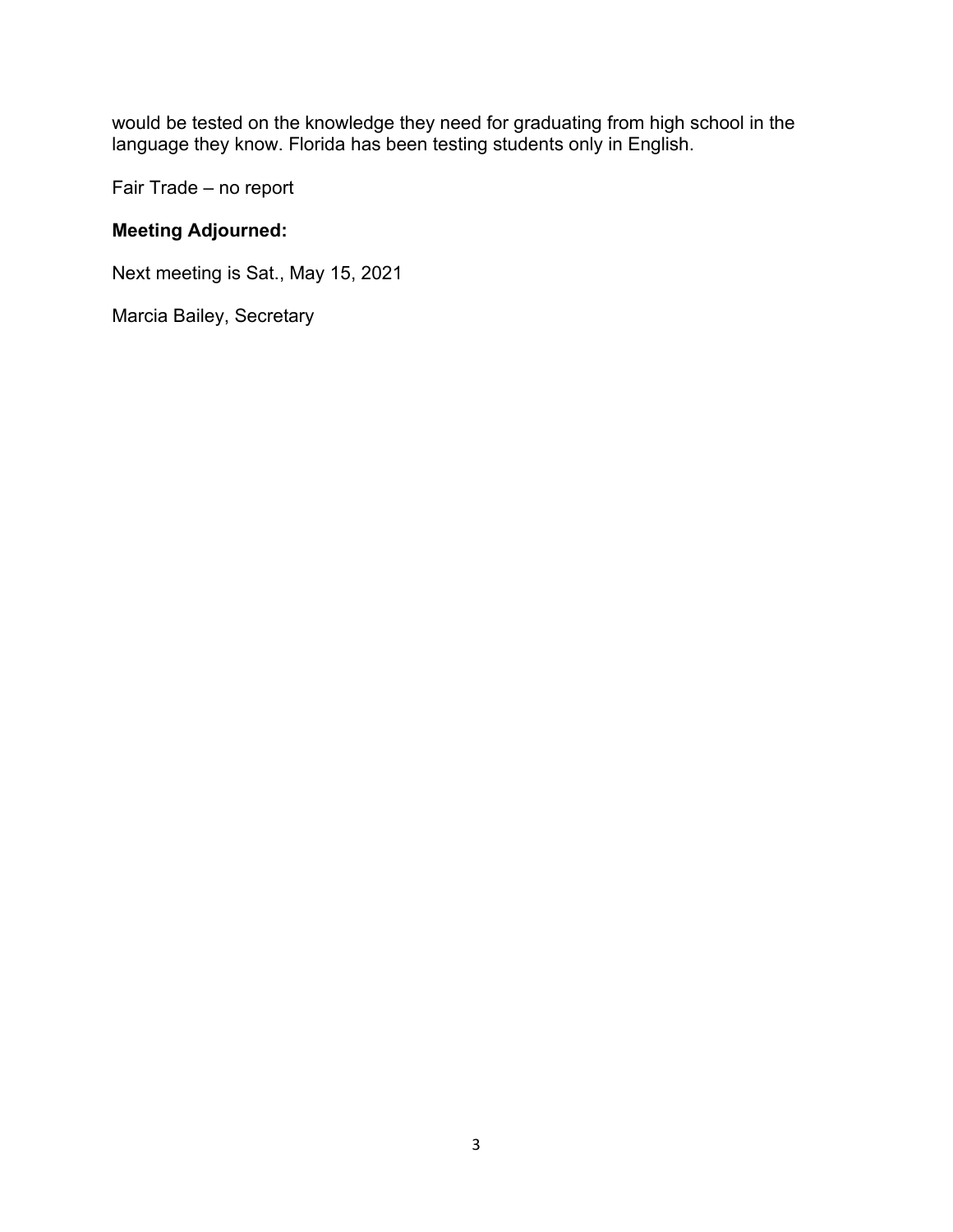would be tested on the knowledge they need for graduating from high school in the language they know. Florida has been testing students only in English.

Fair Trade – no report

**Meeting Adjourned:**

Next meeting is Sat., May 15, 2021

Marcia Bailey, Secretary